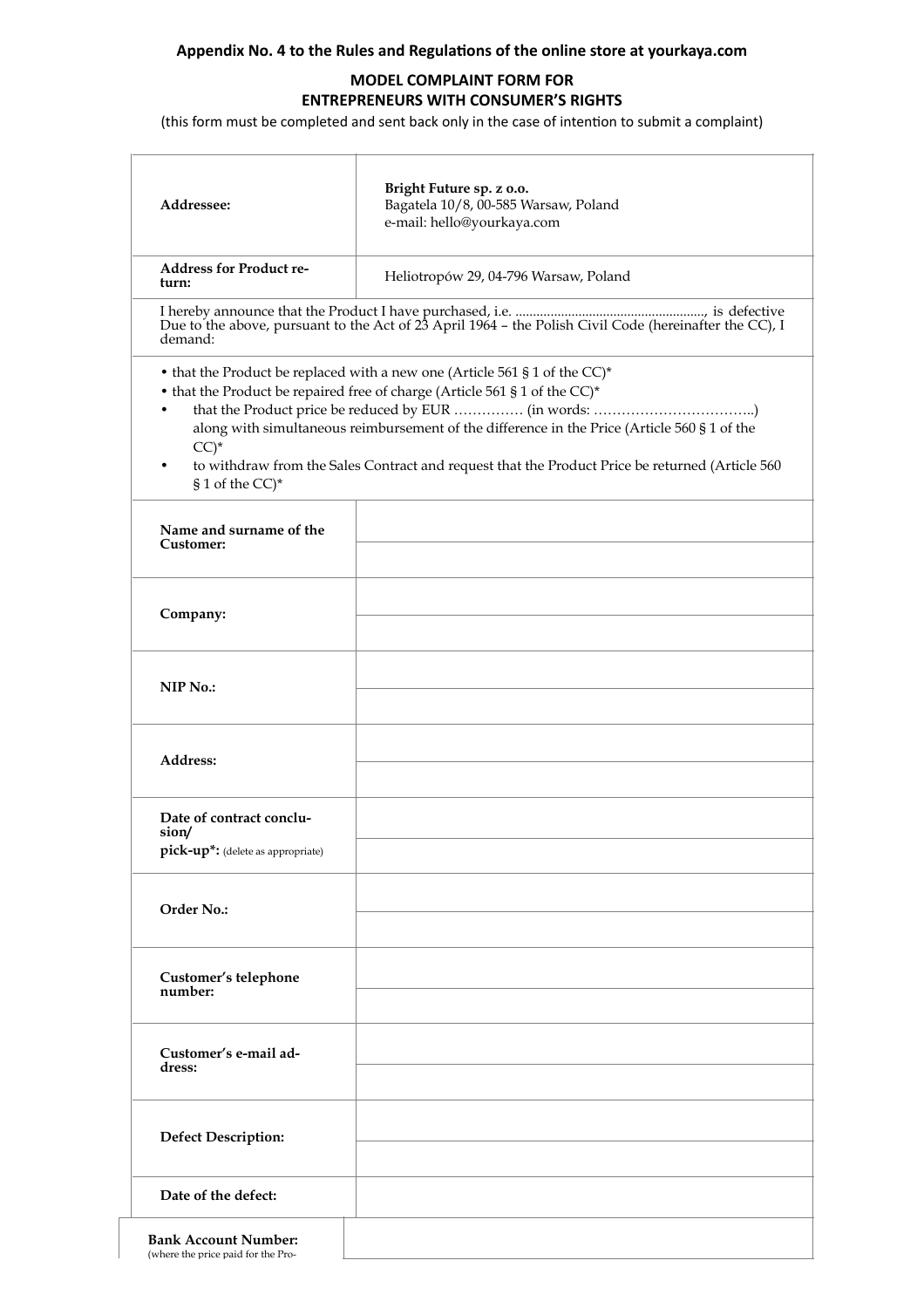**Appendix No. 4 to the Rules and Regulations of the online store at yourkaya.com**

**MODEL COMPLAINT FORM FOR ENTREPRENEURS WITH CONSUMER'S RIGHTS**

(this form must be completed and sent back only in the case of intention to submit a complaint)

| | |
|---|---|
| **Addressee:** | **Bright Future sp. z o.o.**<br>Bagatela 10/8, 00-585 Warsaw, Poland<br>e-mail: hello@yourkaya.com |
| **Address for Product return:** | Heliotropów 29, 04-796 Warsaw, Poland |

I hereby announce that the Product I have purchased, i.e. ......................................................, is defective Due to the above, pursuant to the Act of 23 April 1964 – the Polish Civil Code (hereinafter the CC), I demand:

- that the Product be replaced with a new one (Article 561 § 1 of the CC)*
- that the Product be repaired free of charge (Article 561 § 1 of the CC)*
- that the Product price be reduced by EUR …………… (in words: ……………………………..) along with simultaneous reimbursement of the difference in the Price (Article 560 § 1 of the CC)*
- to withdraw from the Sales Contract and request that the Product Price be returned (Article 560 § 1 of the CC)*

| | |
|---|---|
| **Name and surname of the Customer:** | |
| **Company:** | |
| **NIP No.:** | |
| **Address:** | |
| **Date of contract conclusion/ pick-up*:** (delete as appropriate) | |
| **Order No.:** | |
| **Customer's telephone number:** | |
| **Customer's e-mail address:** | |
| **Defect Description:** | |
| **Date of the defect:** | |
| **Bank Account Number:** (where the price paid for the Pro- | |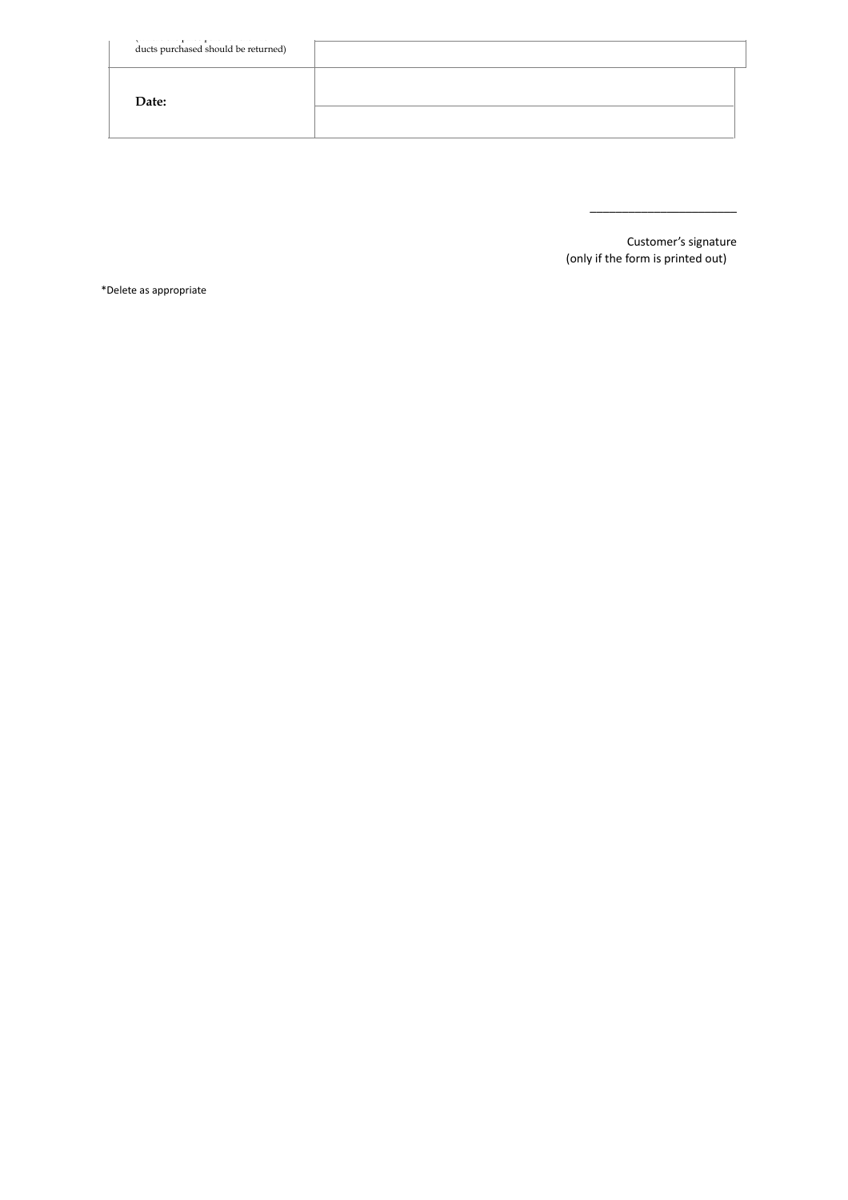| | |
|---|---|
| ducts purchased should be returned) | |
| **Date:** | |

_______________________

Customer's signature
(only if the form is printed out)

*Delete as appropriate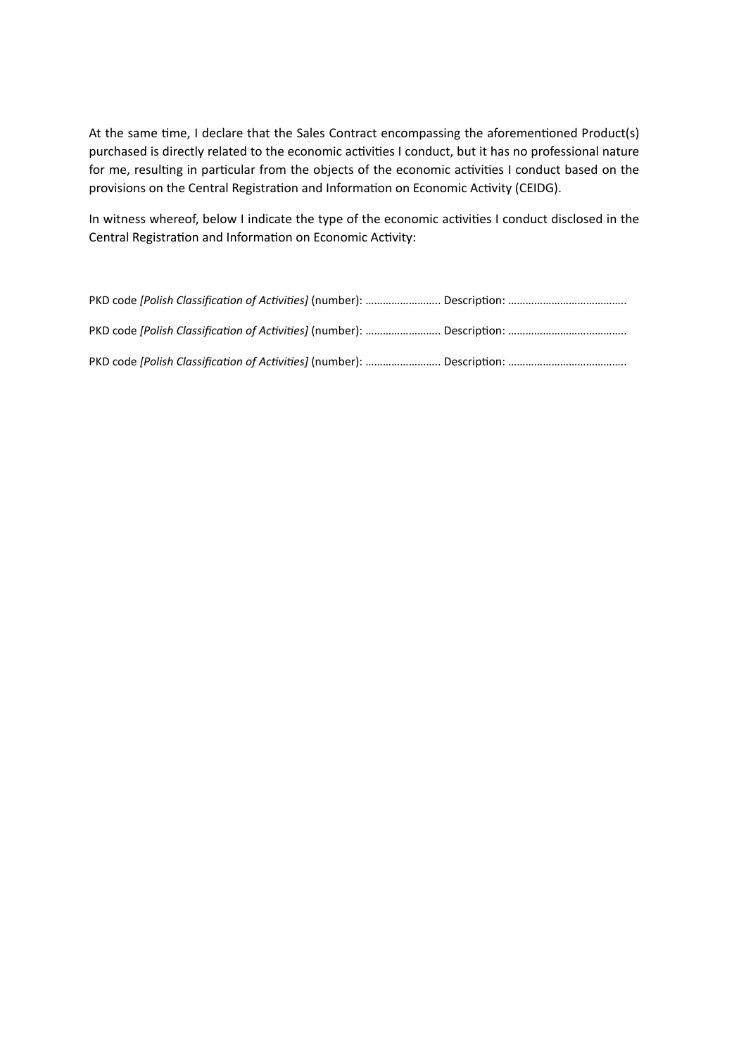At the same time, I declare that the Sales Contract encompassing the aforementioned Product(s) purchased is directly related to the economic activities I conduct, but it has no professional nature for me, resulting in particular from the objects of the economic activities I conduct based on the provisions on the Central Registration and Information on Economic Activity (CEIDG).

In witness whereof, below I indicate the type of the economic activities I conduct disclosed in the Central Registration and Information on Economic Activity:

PKD code *[Polish Classification of Activities]* (number): …………………….. Description: …………………………………..

PKD code *[Polish Classification of Activities]* (number): …………………….. Description: …………………………………..

PKD code *[Polish Classification of Activities]* (number): …………………….. Description: …………………………………..